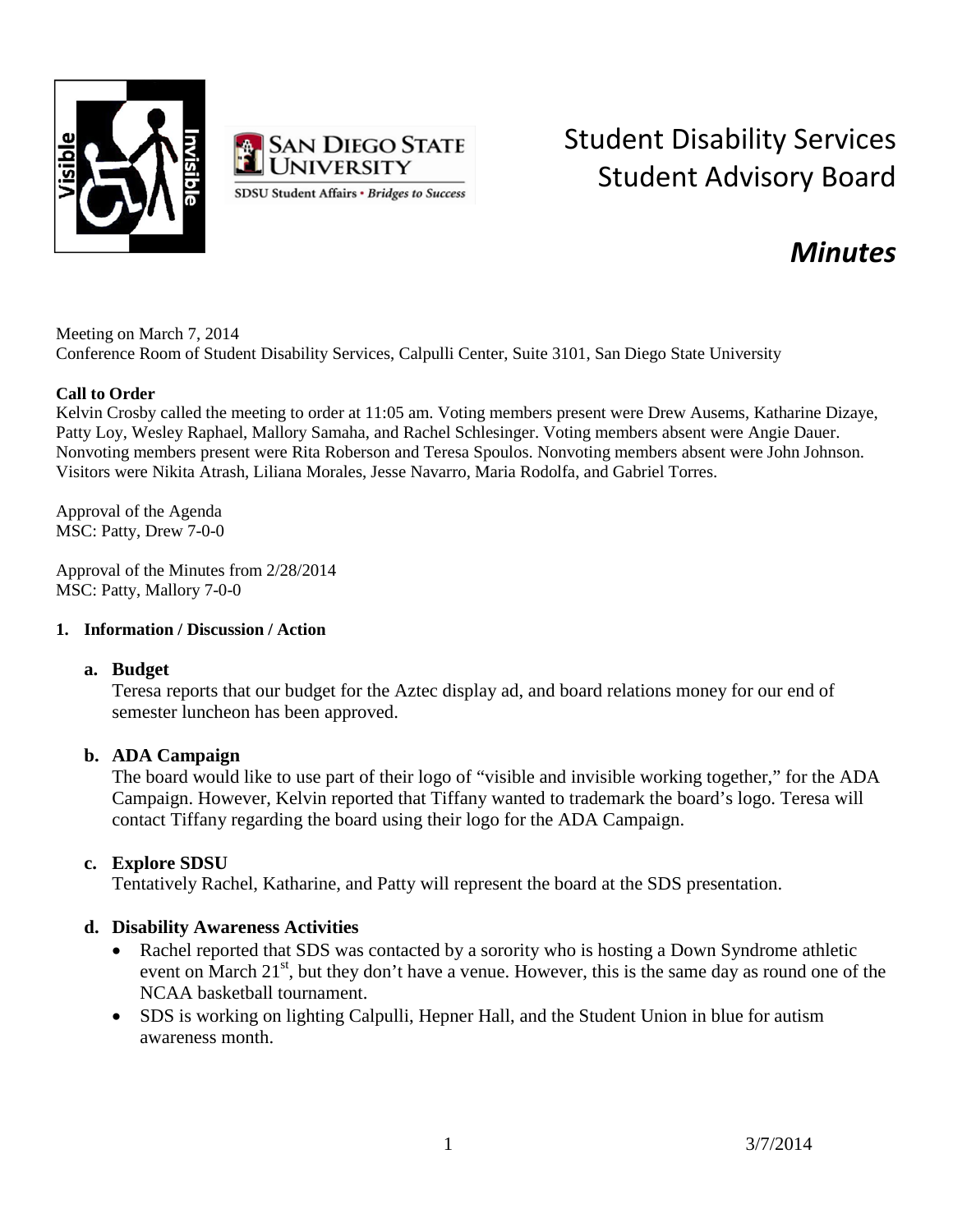# Student Disability Services Student Advisory Board

## *Minutes*

Meeting on March 7, 2014
Conference Room of Student Disability Services, Calpulli Center, Suite 3101, San Diego State University

**Call to Order**
Kelvin Crosby called the meeting to order at 11:05 am. Voting members present were Drew Ausems, Katharine Dizaye, Patty Loy, Wesley Raphael, Mallory Samaha, and Rachel Schlesinger. Voting members absent were Angie Dauer. Nonvoting members present were Rita Roberson and Teresa Spoulos. Nonvoting members absent were John Johnson. Visitors were Nikita Atrash, Liliana Morales, Jesse Navarro, Maria Rodolfa, and Gabriel Torres.

Approval of the Agenda
MSC: Patty, Drew 7-0-0

Approval of the Minutes from 2/28/2014
MSC: Patty, Mallory 7-0-0

**1. Information / Discussion / Action**

**a. Budget**
Teresa reports that our budget for the Aztec display ad, and board relations money for our end of semester luncheon has been approved.

**b. ADA Campaign**
The board would like to use part of their logo of "visible and invisible working together," for the ADA Campaign. However, Kelvin reported that Tiffany wanted to trademark the board's logo. Teresa will contact Tiffany regarding the board using their logo for the ADA Campaign.

**c. Explore SDSU**
Tentatively Rachel, Katharine, and Patty will represent the board at the SDS presentation.

**d. Disability Awareness Activities**

- Rachel reported that SDS was contacted by a sorority who is hosting a Down Syndrome athletic event on March 21st, but they don't have a venue. However, this is the same day as round one of the NCAA basketball tournament.
- SDS is working on lighting Calpulli, Hepner Hall, and the Student Union in blue for autism awareness month.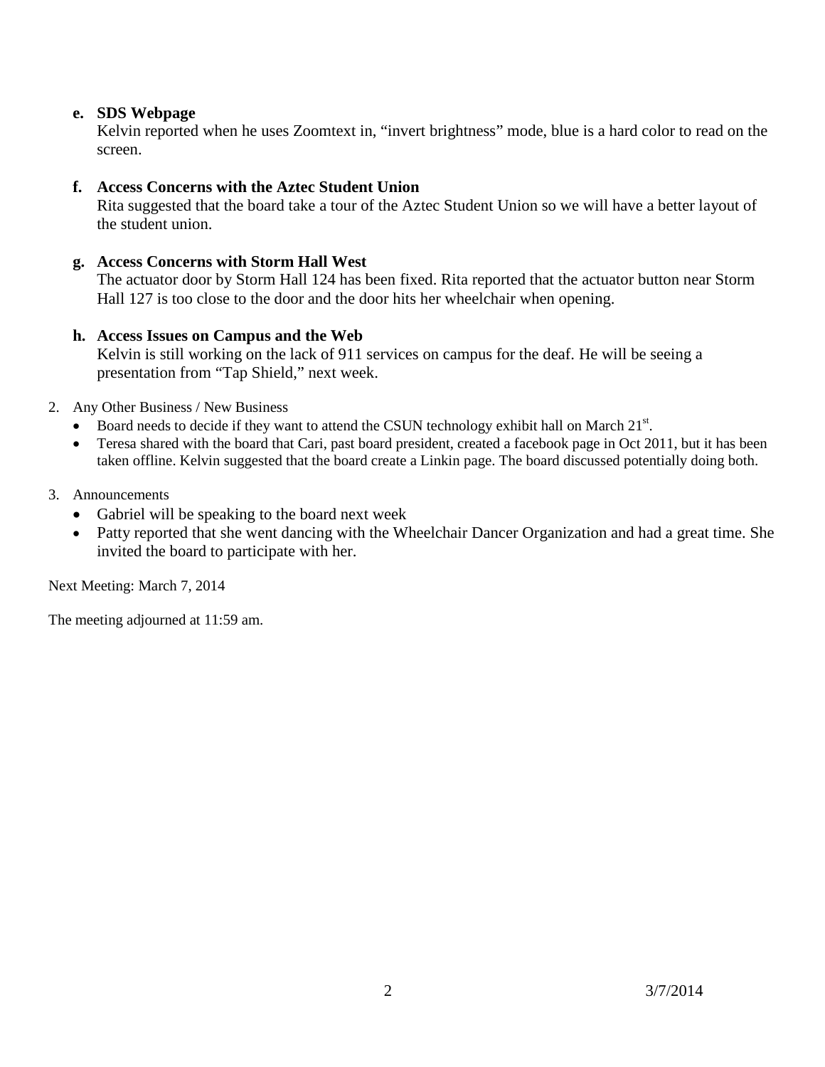**e. SDS Webpage**

Kelvin reported when he uses Zoomtext in, “invert brightness” mode, blue is a hard color to read on the screen.

**f. Access Concerns with the Aztec Student Union**

Rita suggested that the board take a tour of the Aztec Student Union so we will have a better layout of the student union.

**g. Access Concerns with Storm Hall West**

The actuator door by Storm Hall 124 has been fixed. Rita reported that the actuator button near Storm Hall 127 is too close to the door and the door hits her wheelchair when opening.

**h. Access Issues on Campus and the Web**

Kelvin is still working on the lack of 911 services on campus for the deaf. He will be seeing a presentation from “Tap Shield,” next week.

2. Any Other Business / New Business
   - Board needs to decide if they want to attend the CSUN technology exhibit hall on March 21st.
   - Teresa shared with the board that Cari, past board president, created a facebook page in Oct 2011, but it has been taken offline. Kelvin suggested that the board create a Linkin page. The board discussed potentially doing both.

3. Announcements
   - Gabriel will be speaking to the board next week
   - Patty reported that she went dancing with the Wheelchair Dancer Organization and had a great time. She invited the board to participate with her.

Next Meeting: March 7, 2014

The meeting adjourned at 11:59 am.